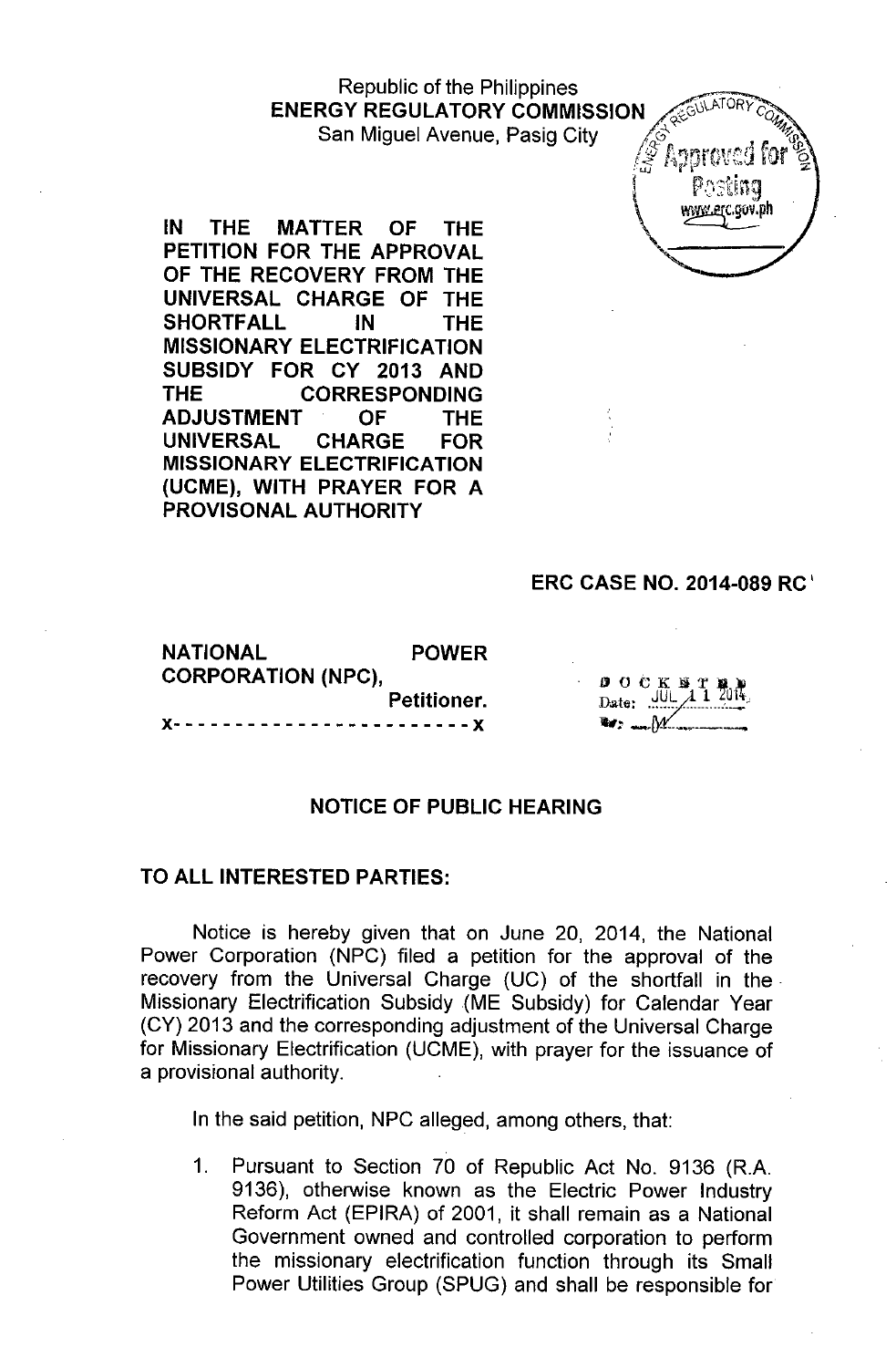Republic of the Philippines
**ENERGY REGULATORY COMMISSION**
San Miguel Avenue, Pasig City

**IN THE MATTER OF THE PETITION FOR THE APPROVAL OF THE RECOVERY FROM THE UNIVERSAL CHARGE OF THE SHORTFALL IN THE MISSIONARY ELECTRIFICATION SUBSIDY FOR CY 2013 AND THE CORRESPONDING ADJUSTMENT OF THE UNIVERSAL CHARGE FOR MISSIONARY ELECTRIFICATION (UCME), WITH PRAYER FOR A PROVISONAL AUTHORITY**

**ERC CASE NO. 2014-089 RC**

**NATIONAL POWER CORPORATION (NPC),**
**Petitioner.**
x- - - - - - - - - - - - - - - - - - - - - - - x

DOCKETED
Date: JUL 11 2014
By: M

## NOTICE OF PUBLIC HEARING

**TO ALL INTERESTED PARTIES:**

Notice is hereby given that on June 20, 2014, the National Power Corporation (NPC) filed a petition for the approval of the recovery from the Universal Charge (UC) of the shortfall in the Missionary Electrification Subsidy (ME Subsidy) for Calendar Year (CY) 2013 and the corresponding adjustment of the Universal Charge for Missionary Electrification (UCME), with prayer for the issuance of a provisional authority.

In the said petition, NPC alleged, among others, that:

1. Pursuant to Section 70 of Republic Act No. 9136 (R.A. 9136), otherwise known as the Electric Power Industry Reform Act (EPIRA) of 2001, it shall remain as a National Government owned and controlled corporation to perform the missionary electrification function through its Small Power Utilities Group (SPUG) and shall be responsible for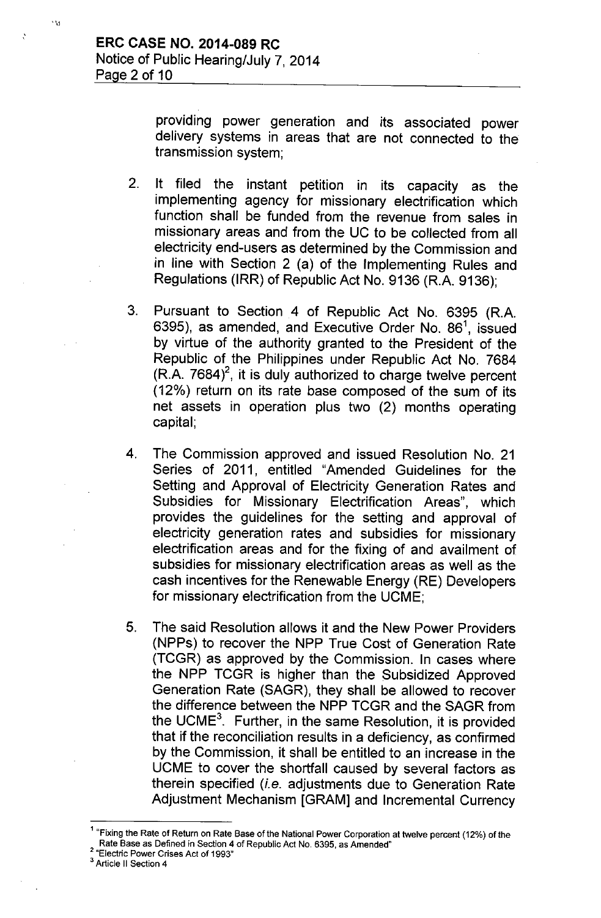providing power generation and its associated power delivery systems in areas that are not connected to the transmission system;

2. It filed the instant petition in its capacity as the implementing agency for missionary electrification which function shall be funded from the revenue from sales in missionary areas and from the UC to be collected from all electricity end-users as determined by the Commission and in line with Section 2 (a) of the Implementing Rules and Regulations (IRR) of Republic Act No. 9136 (R.A. 9136);

3. Pursuant to Section 4 of Republic Act No. 6395 (R.A. 6395), as amended, and Executive Order No. 86[1], issued by virtue of the authority granted to the President of the Republic of the Philippines under Republic Act No. 7684 (R.A. 7684)[2], it is duly authorized to charge twelve percent (12%) return on its rate base composed of the sum of its net assets in operation plus two (2) months operating capital;

4. The Commission approved and issued Resolution No. 21 Series of 2011, entitled "Amended Guidelines for the Setting and Approval of Electricity Generation Rates and Subsidies for Missionary Electrification Areas", which provides the guidelines for the setting and approval of electricity generation rates and subsidies for missionary electrification areas and for the fixing of and availment of subsidies for missionary electrification areas as well as the cash incentives for the Renewable Energy (RE) Developers for missionary electrification from the UCME;

5. The said Resolution allows it and the New Power Providers (NPPs) to recover the NPP True Cost of Generation Rate (TCGR) as approved by the Commission. In cases where the NPP TCGR is higher than the Subsidized Approved Generation Rate (SAGR), they shall be allowed to recover the difference between the NPP TCGR and the SAGR from the UCME[3]. Further, in the same Resolution, it is provided that if the reconciliation results in a deficiency, as confirmed by the Commission, it shall be entitled to an increase in the UCME to cover the shortfall caused by several factors as therein specified (*i.e.* adjustments due to Generation Rate Adjustment Mechanism [GRAM] and Incremental Currency

---

[1] "Fixing the Rate of Return on Rate Base of the National Power Corporation at twelve percent (12%) of the Rate Base as Defined in Section 4 of Republic Act No. 6395, as Amended"

[2] "Electric Power Crises Act of 1993"

[3] Article II Section 4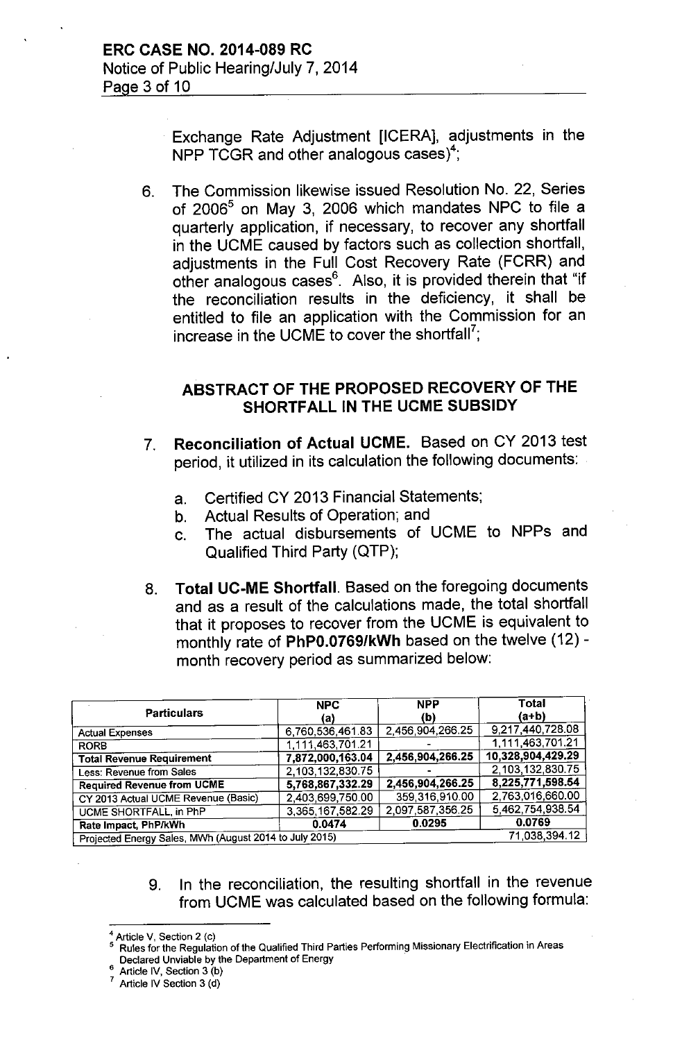Exchange Rate Adjustment [ICERA], adjustments in the NPP TCGR and other analogous cases)[4];

6. The Commission likewise issued Resolution No. 22, Series of 2006[5] on May 3, 2006 which mandates NPC to file a quarterly application, if necessary, to recover any shortfall in the UCME caused by factors such as collection shortfall, adjustments in the Full Cost Recovery Rate (FCRR) and other analogous cases[6]. Also, it is provided therein that "if the reconciliation results in the deficiency, it shall be entitled to file an application with the Commission for an increase in the UCME to cover the shortfall[7];

## ABSTRACT OF THE PROPOSED RECOVERY OF THE SHORTFALL IN THE UCME SUBSIDY

7. **Reconciliation of Actual UCME.** Based on CY 2013 test period, it utilized in its calculation the following documents:

   a. Certified CY 2013 Financial Statements;
   b. Actual Results of Operation; and
   c. The actual disbursements of UCME to NPPs and Qualified Third Party (QTP);

8. **Total UC-ME Shortfall.** Based on the foregoing documents and as a result of the calculations made, the total shortfall that it proposes to recover from the UCME is equivalent to monthly rate of **PhP0.0769/kWh** based on the twelve (12) - month recovery period as summarized below:

| Particulars | NPC (a) | NPP (b) | Total (a+b) |
|---|---|---|---|
| Actual Expenses | 6,760,536,461.83 | 2,456,904,266.25 | 9,217,440,728.08 |
| RORB | 1,111,463,701.21 | - | 1,111,463,701.21 |
| **Total Revenue Requirement** | **7,872,000,163.04** | **2,456,904,266.25** | **10,328,904,429.29** |
| Less: Revenue from Sales | 2,103,132,830.75 | - | 2,103,132,830.75 |
| **Required Revenue from UCME** | **5,768,867,332.29** | **2,456,904,266.25** | **8,225,771,598.54** |
| CY 2013 Actual UCME Revenue (Basic) | 2,403,699,750.00 | 359,316,910.00 | 2,763,016,660.00 |
| UCME SHORTFALL, in PhP | 3,365,167,582.29 | 2,097,587,356.25 | 5,462,754,938.54 |
| **Rate Impact, PhP/kWh** | **0.0474** | **0.0295** | **0.0769** |
| Projected Energy Sales, MWh (August 2014 to July 2015) | | | 71,038,394.12 |

9. In the reconciliation, the resulting shortfall in the revenue from UCME was calculated based on the following formula:

---

[4] Article V, Section 2 (c)

[5] Rules for the Regulation of the Qualified Third Parties Performing Missionary Electrification in Areas Declared Unviable by the Department of Energy

[6] Article IV, Section 3 (b)

[7] Article IV Section 3 (d)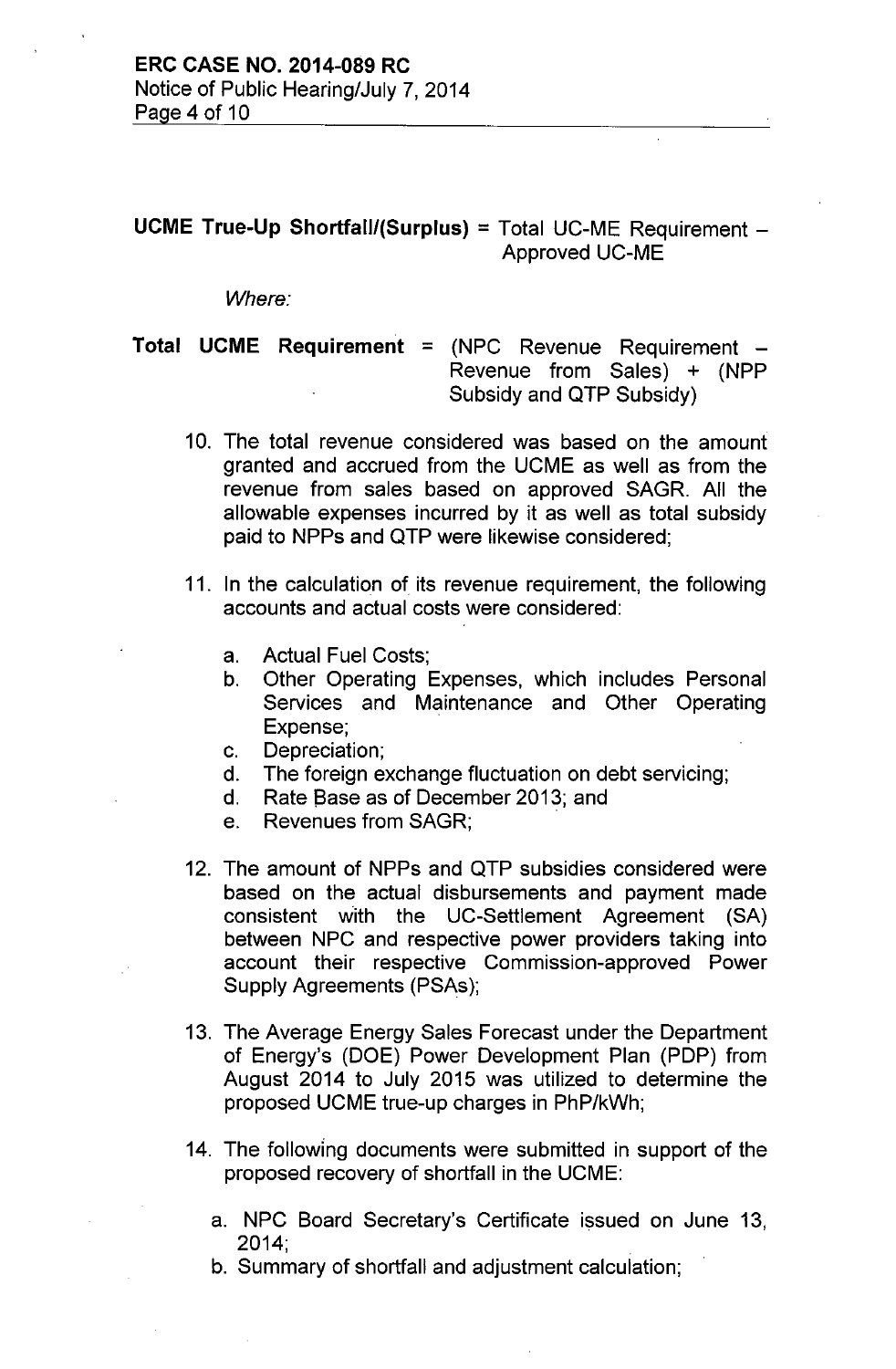**UCME True-Up Shortfall/(Surplus)** = Total UC-ME Requirement – Approved UC-ME

*Where:*

**Total UCME Requirement** = (NPC Revenue Requirement – Revenue from Sales) + (NPP Subsidy and QTP Subsidy)

10. The total revenue considered was based on the amount granted and accrued from the UCME as well as from the revenue from sales based on approved SAGR. All the allowable expenses incurred by it as well as total subsidy paid to NPPs and QTP were likewise considered;

11. In the calculation of its revenue requirement, the following accounts and actual costs were considered:

    a. Actual Fuel Costs;
    b. Other Operating Expenses, which includes Personal Services and Maintenance and Other Operating Expense;
    c. Depreciation;
    d. The foreign exchange fluctuation on debt servicing;
    d. Rate Base as of December 2013; and
    e. Revenues from SAGR;

12. The amount of NPPs and QTP subsidies considered were based on the actual disbursements and payment made consistent with the UC-Settlement Agreement (SA) between NPC and respective power providers taking into account their respective Commission-approved Power Supply Agreements (PSAs);

13. The Average Energy Sales Forecast under the Department of Energy's (DOE) Power Development Plan (PDP) from August 2014 to July 2015 was utilized to determine the proposed UCME true-up charges in PhP/kWh;

14. The following documents were submitted in support of the proposed recovery of shortfall in the UCME:

    a. NPC Board Secretary's Certificate issued on June 13, 2014;
    b. Summary of shortfall and adjustment calculation;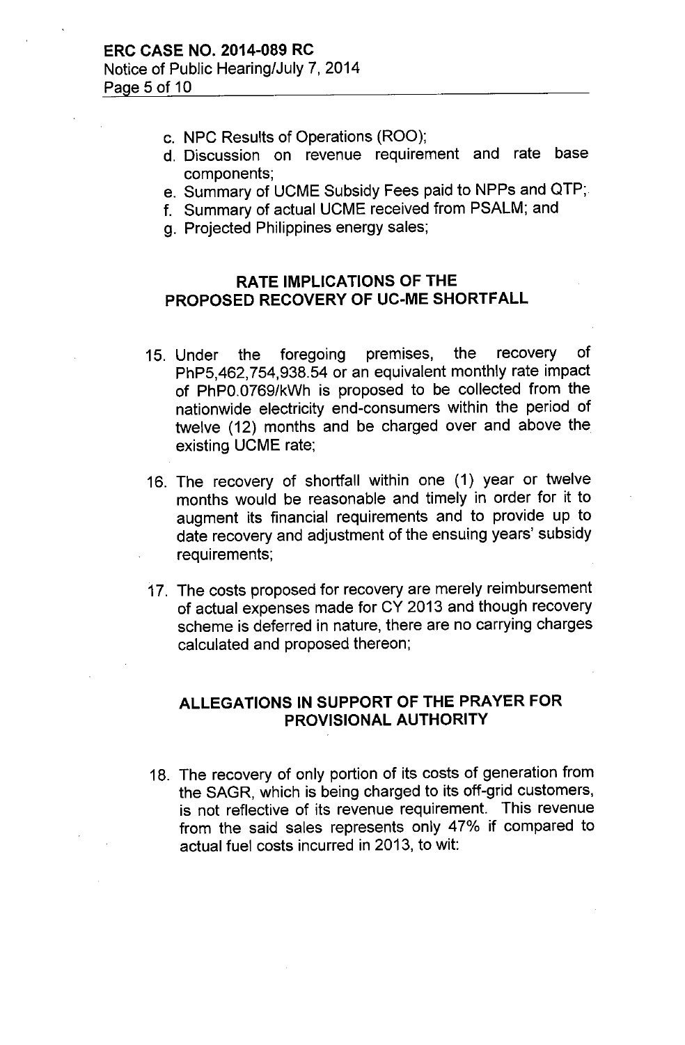c. NPC Results of Operations (ROO);
d. Discussion on revenue requirement and rate base components;
e. Summary of UCME Subsidy Fees paid to NPPs and QTP;
f. Summary of actual UCME received from PSALM; and
g. Projected Philippines energy sales;

## RATE IMPLICATIONS OF THE PROPOSED RECOVERY OF UC-ME SHORTFALL

15. Under the foregoing premises, the recovery of PhP5,462,754,938.54 or an equivalent monthly rate impact of PhP0.0769/kWh is proposed to be collected from the nationwide electricity end-consumers within the period of twelve (12) months and be charged over and above the existing UCME rate;

16. The recovery of shortfall within one (1) year or twelve months would be reasonable and timely in order for it to augment its financial requirements and to provide up to date recovery and adjustment of the ensuing years' subsidy requirements;

17. The costs proposed for recovery are merely reimbursement of actual expenses made for CY 2013 and though recovery scheme is deferred in nature, there are no carrying charges calculated and proposed thereon;

## ALLEGATIONS IN SUPPORT OF THE PRAYER FOR PROVISIONAL AUTHORITY

18. The recovery of only portion of its costs of generation from the SAGR, which is being charged to its off-grid customers, is not reflective of its revenue requirement. This revenue from the said sales represents only 47% if compared to actual fuel costs incurred in 2013, to wit: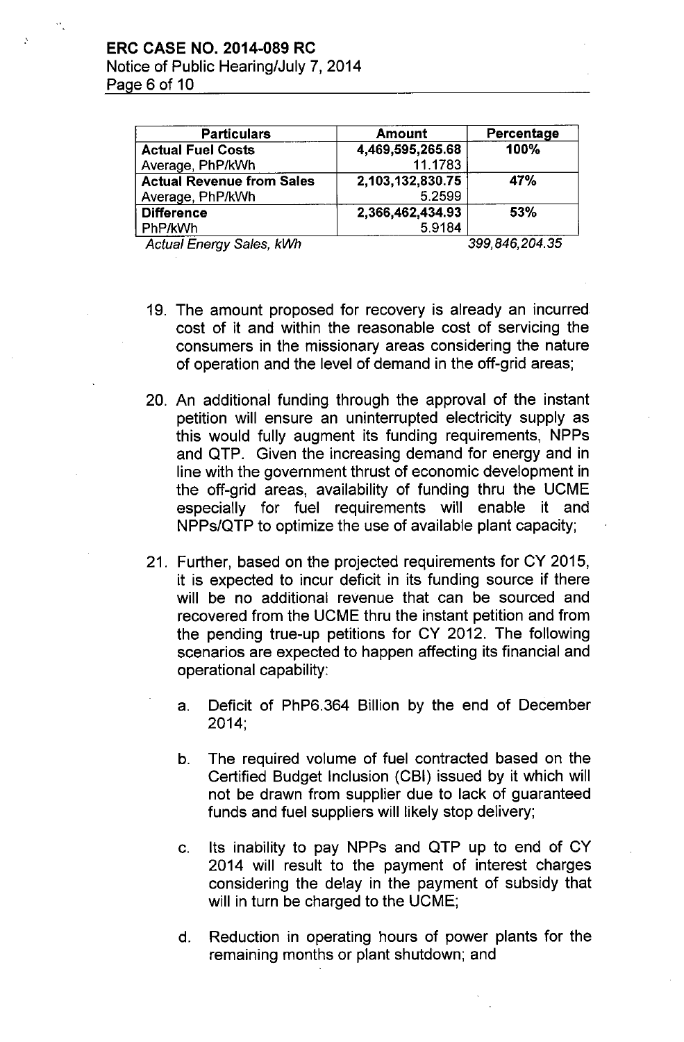| Particulars | Amount | Percentage |
|---|---|---|
| **Actual Fuel Costs** | **4,469,595,265.68** | **100%** |
| Average, PhP/kWh | 11.1783 | |
| **Actual Revenue from Sales** | **2,103,132,830.75** | **47%** |
| Average, PhP/kWh | 5.2599 | |
| **Difference** | **2,366,462,434.93** | **53%** |
| PhP/kWh | 5.9184 | |
| *Actual Energy Sales, kWh* | | *399,846,204.35* |

19. The amount proposed for recovery is already an incurred cost of it and within the reasonable cost of servicing the consumers in the missionary areas considering the nature of operation and the level of demand in the off-grid areas;

20. An additional funding through the approval of the instant petition will ensure an uninterrupted electricity supply as this would fully augment its funding requirements, NPPs and QTP. Given the increasing demand for energy and in line with the government thrust of economic development in the off-grid areas, availability of funding thru the UCME especially for fuel requirements will enable it and NPPs/QTP to optimize the use of available plant capacity;

21. Further, based on the projected requirements for CY 2015, it is expected to incur deficit in its funding source if there will be no additional revenue that can be sourced and recovered from the UCME thru the instant petition and from the pending true-up petitions for CY 2012. The following scenarios are expected to happen affecting its financial and operational capability:

    a. Deficit of PhP6.364 Billion by the end of December 2014;

    b. The required volume of fuel contracted based on the Certified Budget Inclusion (CBI) issued by it which will not be drawn from supplier due to lack of guaranteed funds and fuel suppliers will likely stop delivery;

    c. Its inability to pay NPPs and QTP up to end of CY 2014 will result to the payment of interest charges considering the delay in the payment of subsidy that will in turn be charged to the UCME;

    d. Reduction in operating hours of power plants for the remaining months or plant shutdown; and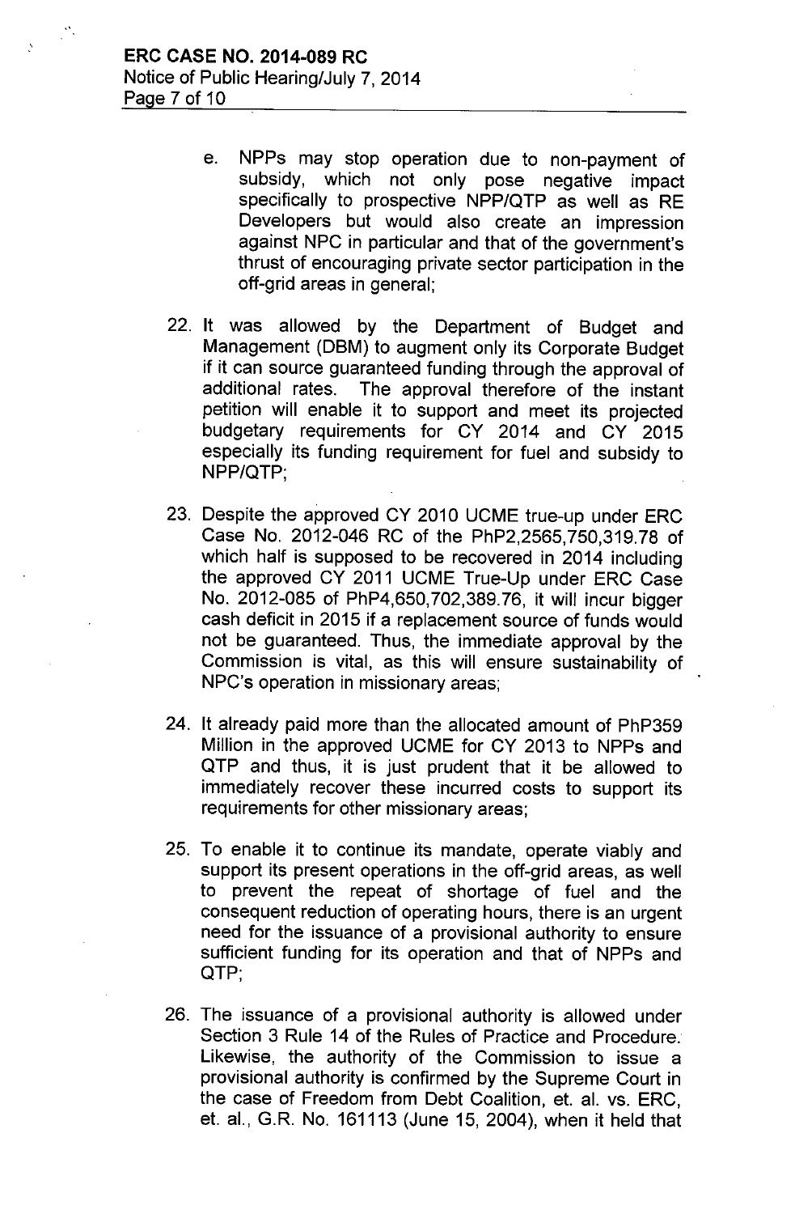e. NPPs may stop operation due to non-payment of subsidy, which not only pose negative impact specifically to prospective NPP/QTP as well as RE Developers but would also create an impression against NPC in particular and that of the government's thrust of encouraging private sector participation in the off-grid areas in general;

22. It was allowed by the Department of Budget and Management (DBM) to augment only its Corporate Budget if it can source guaranteed funding through the approval of additional rates. The approval therefore of the instant petition will enable it to support and meet its projected budgetary requirements for CY 2014 and CY 2015 especially its funding requirement for fuel and subsidy to NPP/QTP;

23. Despite the approved CY 2010 UCME true-up under ERC Case No. 2012-046 RC of the PhP2,2565,750,319.78 of which half is supposed to be recovered in 2014 including the approved CY 2011 UCME True-Up under ERC Case No. 2012-085 of PhP4,650,702,389.76, it will incur bigger cash deficit in 2015 if a replacement source of funds would not be guaranteed. Thus, the immediate approval by the Commission is vital, as this will ensure sustainability of NPC's operation in missionary areas;

24. It already paid more than the allocated amount of PhP359 Million in the approved UCME for CY 2013 to NPPs and QTP and thus, it is just prudent that it be allowed to immediately recover these incurred costs to support its requirements for other missionary areas;

25. To enable it to continue its mandate, operate viably and support its present operations in the off-grid areas, as well to prevent the repeat of shortage of fuel and the consequent reduction of operating hours, there is an urgent need for the issuance of a provisional authority to ensure sufficient funding for its operation and that of NPPs and QTP;

26. The issuance of a provisional authority is allowed under Section 3 Rule 14 of the Rules of Practice and Procedure. Likewise, the authority of the Commission to issue a provisional authority is confirmed by the Supreme Court in the case of Freedom from Debt Coalition, et. al. vs. ERC, et. al., G.R. No. 161113 (June 15, 2004), when it held that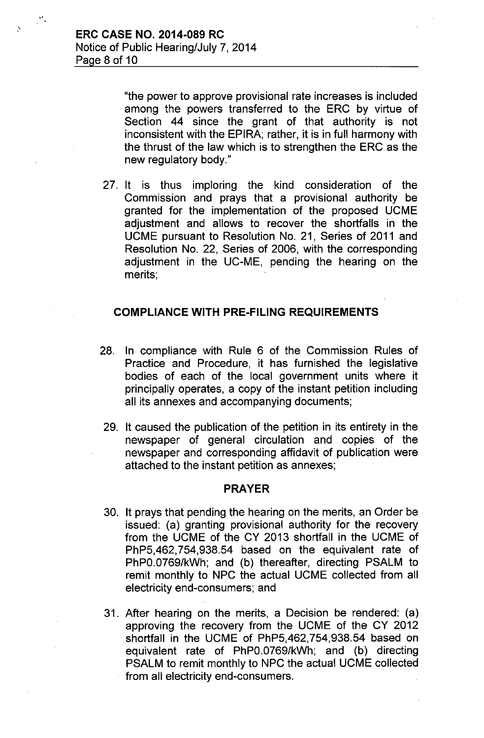"the power to approve provisional rate increases is included among the powers transferred to the ERC by virtue of Section 44 since the grant of that authority is not inconsistent with the EPIRA; rather, it is in full harmony with the thrust of the law which is to strengthen the ERC as the new regulatory body."

27. It is thus imploring the kind consideration of the Commission and prays that a provisional authority be granted for the implementation of the proposed UCME adjustment and allows to recover the shortfalls in the UCME pursuant to Resolution No. 21, Series of 2011 and Resolution No. 22, Series of 2006, with the corresponding adjustment in the UC-ME, pending the hearing on the merits;

## COMPLIANCE WITH PRE-FILING REQUIREMENTS

28. In compliance with Rule 6 of the Commission Rules of Practice and Procedure, it has furnished the legislative bodies of each of the local government units where it principally operates, a copy of the instant petition including all its annexes and accompanying documents;

29. It caused the publication of the petition in its entirety in the newspaper of general circulation and copies of the newspaper and corresponding affidavit of publication were attached to the instant petition as annexes;

## PRAYER

30. It prays that pending the hearing on the merits, an Order be issued: (a) granting provisional authority for the recovery from the UCME of the CY 2013 shortfall in the UCME of PhP5,462,754,938.54 based on the equivalent rate of PhP0.0769/kWh; and (b) thereafter, directing PSALM to remit monthly to NPC the actual UCME collected from all electricity end-consumers; and

31. After hearing on the merits, a Decision be rendered: (a) approving the recovery from the UCME of the CY 2012 shortfall in the UCME of PhP5,462,754,938.54 based on equivalent rate of PhP0.0769/kWh; and (b) directing PSALM to remit monthly to NPC the actual UCME collected from all electricity end-consumers.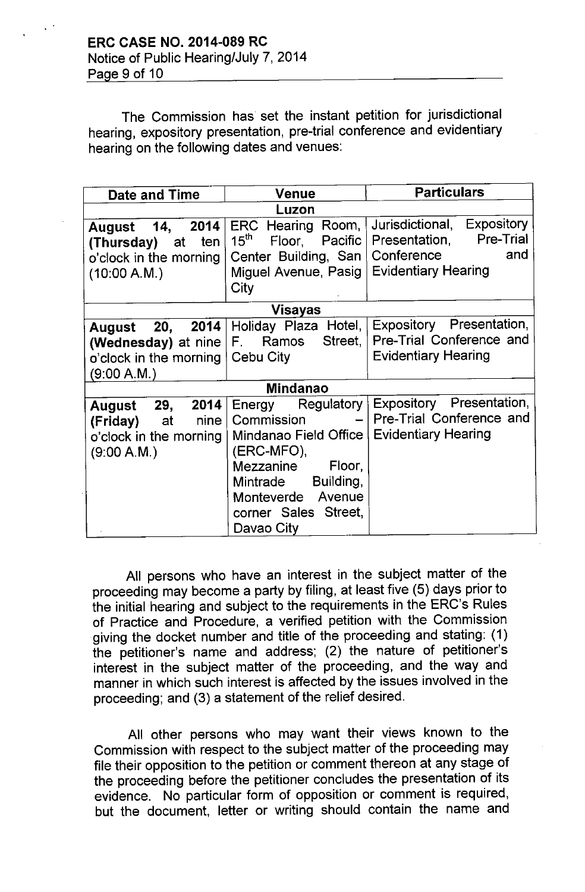The Commission has set the instant petition for jurisdictional hearing, expository presentation, pre-trial conference and evidentiary hearing on the following dates and venues:

| Date and Time | Venue | Particulars |
|---|---|---|
| **Luzon** | | |
| **August 14, 2014 (Thursday)** at ten o'clock in the morning (10:00 A.M.) | ERC Hearing Room, 15th Floor, Pacific Center Building, San Miguel Avenue, Pasig City | Jurisdictional, Expository Presentation, Pre-Trial Conference and Evidentiary Hearing |
| **Visayas** | | |
| **August 20, 2014 (Wednesday)** at nine o'clock in the morning (9:00 A.M.) | Holiday Plaza Hotel, F. Ramos Street, Cebu City | Expository Presentation, Pre-Trial Conference and Evidentiary Hearing |
| **Mindanao** | | |
| **August 29, 2014 (Friday)** at nine o'clock in the morning (9:00 A.M.) | Energy Regulatory Commission – Mindanao Field Office (ERC-MFO), Mezzanine Floor, Mintrade Building, Monteverde Avenue corner Sales Street, Davao City | Expository Presentation, Pre-Trial Conference and Evidentiary Hearing |

All persons who have an interest in the subject matter of the proceeding may become a party by filing, at least five (5) days prior to the initial hearing and subject to the requirements in the ERC's Rules of Practice and Procedure, a verified petition with the Commission giving the docket number and title of the proceeding and stating: (1) the petitioner's name and address; (2) the nature of petitioner's interest in the subject matter of the proceeding, and the way and manner in which such interest is affected by the issues involved in the proceeding; and (3) a statement of the relief desired.

All other persons who may want their views known to the Commission with respect to the subject matter of the proceeding may file their opposition to the petition or comment thereon at any stage of the proceeding before the petitioner concludes the presentation of its evidence. No particular form of opposition or comment is required, but the document, letter or writing should contain the name and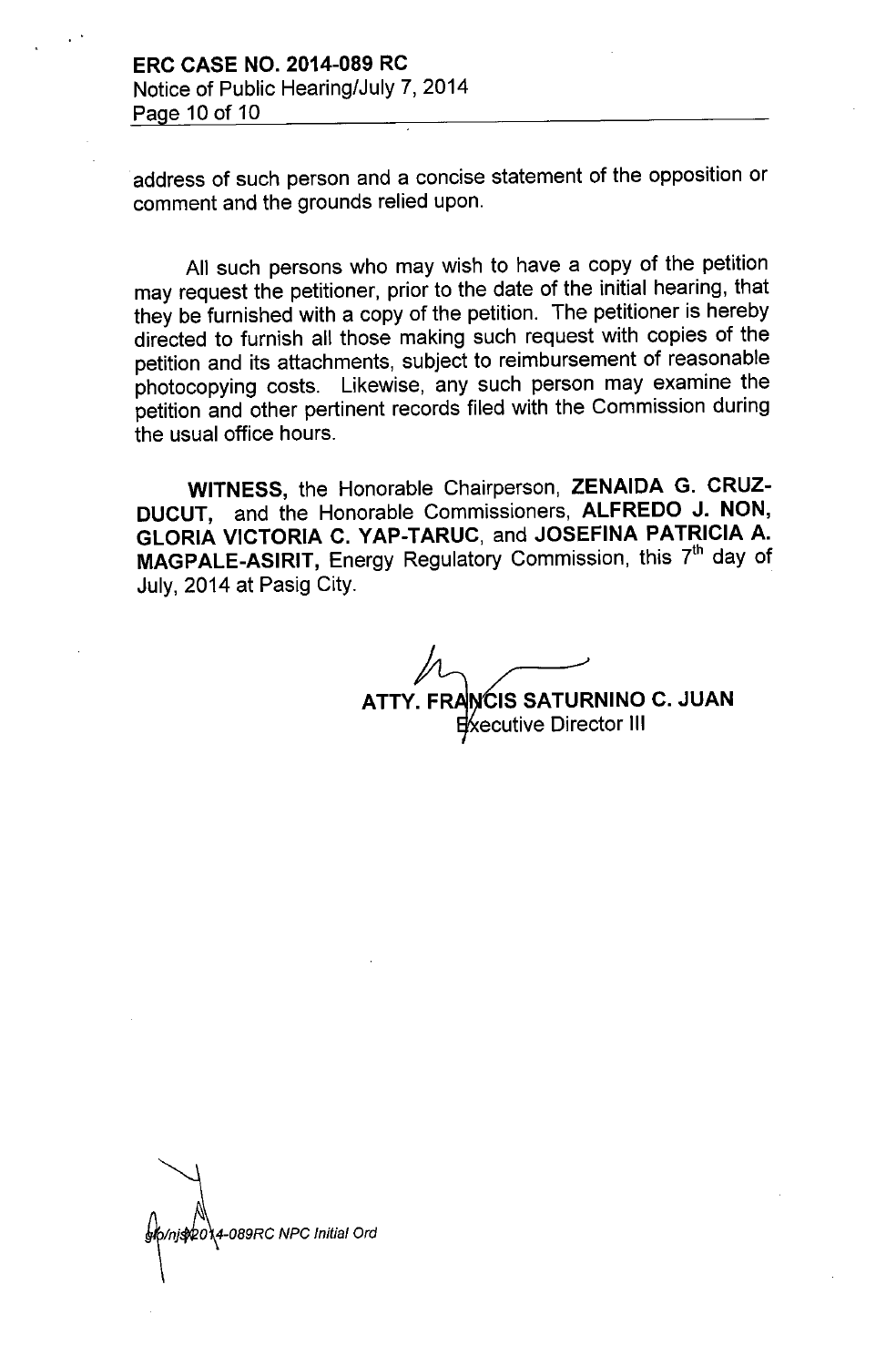address of such person and a concise statement of the opposition or comment and the grounds relied upon.

All such persons who may wish to have a copy of the petition may request the petitioner, prior to the date of the initial hearing, that they be furnished with a copy of the petition. The petitioner is hereby directed to furnish all those making such request with copies of the petition and its attachments, subject to reimbursement of reasonable photocopying costs. Likewise, any such person may examine the petition and other pertinent records filed with the Commission during the usual office hours.

**WITNESS,** the Honorable Chairperson, **ZENAIDA G. CRUZ-DUCUT,** and the Honorable Commissioners, **ALFREDO J. NON, GLORIA VICTORIA C. YAP-TARUC,** and **JOSEFINA PATRICIA A. MAGPALE-ASIRIT,** Energy Regulatory Commission, this 7th day of July, 2014 at Pasig City.

**ATTY. FRANCIS SATURNINO C. JUAN**
Executive Director III

*gb/njs/2014-089RC NPC Initial Ord*